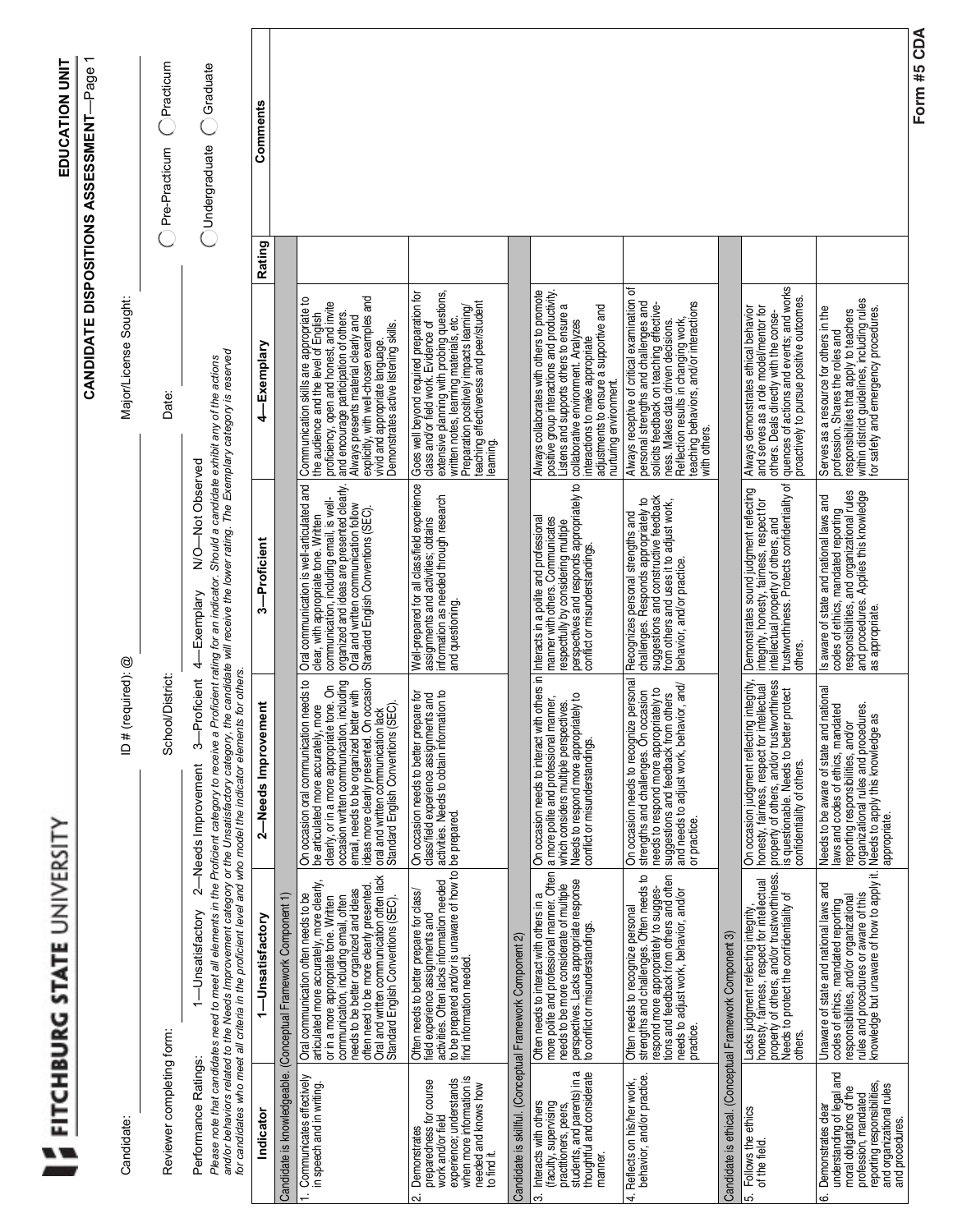FITCHBURG STATE UNIVERSITY

# EDUCATION UNIT

## CANDIDATE DISPOSITIONS ASSESSMENT—Page 1

Candidate: ______ ID # (required): @ ______ Major/License Sought: ______

Reviewer completing form: ______ School/District: ______ Date: ______

○ Pre-Practicum ○ Practicum

○ Undergraduate ○ Graduate

Performance Ratings: 1—Unsatisfactory 2—Needs Improvement 3—Proficient 4—Exemplary N/O—Not Observed

*Please note that candidates need to meet all elements in the Proficient category to receive a Proficient rating for an indicator. Should a candidate exhibit any of the actions and/or behaviors related to the Needs Improvement category or the Unsatisfactory category, the candidate will receive the lower rating. The Exemplary category is reserved for candidates who meet all criteria in the proficient level and who model the indicator elements for others.*

| Indicator | 1—Unsatisfactory | 2—Needs Improvement | 3—Proficient | 4—Exemplary | Rating | Comments |
|---|---|---|---|---|---|---|
| **Candidate is knowledgeable. (Conceptual Framework Component 1)** | | | | | | |
| 1. Communicates effectively in speech and in writing. | Oral communication often needs to be articulated more accurately, more clearly, or in a more appropriate tone. Written communication, including email, often needs to be better organized and ideas often need to be more clearly presented. Oral and written communication often lack Standard English Conventions (SEC). | On occasion oral communication needs to be articulated more accurately, more clearly, or in a more appropriate tone. On occasion written communication, including email, needs to be organized better with ideas more clearly presented. On occasion oral and written communication lack Standard English Conventions (SEC). | Oral communication is well-articulated and clear, with appropriate tone. Written communication, including email, is well-organized and ideas are presented clearly. Oral and written communication follow Standard English Conventions (SEC). | Communication skills are appropriate to the audience and the level of English proficiency, open and honest, and invite and encourage participation of others. Always presents material clearly and explicitly, with well-chosen examples and vivid and appropriate language. Demonstrates active listening skills. | | |
| 2. Demonstrates preparedness for course work and/or field experience; understands when more information is needed and knows how to find it. | Often needs to better prepare for class/field experience assignments and activities. Often lacks information needed to be prepared and/or is unaware of how to find information needed. | On occasion needs to better prepare for class/field experience assignments and activities. Needs to obtain information to be prepared. | Well-prepared for all class/field experience assignments and activities; obtains information as needed through research and questioning. | Goes well beyond required preparation for class and/or field work. Evidence of extensive planning with probing questions, written notes, learning materials, etc. Preparation positively impacts learning/teaching effectiveness and peer/student learning. | | |
| **Candidate is skillful. (Conceptual Framework Component 2)** | | | | | | |
| 3. Interacts with others (faculty, supervising practitioners, peers, students, and parents) in a thoughtful and considerate manner. | Often needs to interact with others in a more polite and professional manner. Often needs to be more considerate of multiple perspectives. Lacks appropriate response to conflict or misunderstandings. | On occasion needs to interact with others in a more polite and professional manner, which considers multiple perspectives. Needs to respond more appropriately to conflict or misunderstandings. | Interacts in a polite and professional manner with others. Communicates respectfully by considering multiple perspectives and responds appropriately to conflict or misunderstandings. | Always collaborates with others to promote positive group interactions and productivity. Listens and supports others to ensure a collaborative environment. Analyzes interactions to make appropriate adjustments to ensure a supportive and nurturing environment. | | |
| 4. Reflects on his/her work, behavior, and/or practice. | Often needs to recognize personal strengths and challenges. Often needs to respond more appropriately to suggestions and feedback from others and often needs to adjust work, behavior, and/or practice. | On occasion needs to recognize personal strengths and challenges. On occasion needs to respond more appropriately to suggestions and feedback from others and needs to adjust work, behavior, and/or practice. | Recognizes personal strengths and challenges. Responds appropriately to suggestions and constructive feedback from others and uses it to adjust work, behavior, and/or practice. | Always receptive of critical examination of personal strengths and challenges and solicits feedback on teaching effectiveness. Makes data driven decisions. Reflection results in changing work, teaching behaviors, and/or interactions with others. | | |
| **Candidate is ethical. (Conceptual Framework Component 3)** | | | | | | |
| 5. Follows the ethics of the field. | Lacks judgment reflecting integrity, honesty, fairness, respect for intellectual property of others, and/or trustworthiness. Needs to protect the confidentiality of others. | On occasion judgment reflecting integrity, honesty, fairness, respect for intellectual property of others, and/or trustworthiness is questionable. Needs to better protect confidentiality of others. | Demonstrates sound judgment reflecting integrity, honesty, fairness, respect for intellectual property of others, and trustworthiness. Protects confidentiality of others. | Always demonstrates ethical behavior and serves as a role model/mentor for others. Deals directly with the consequences of actions and events; and works proactively to pursue positive outcomes. | | |
| 6. Demonstrates clear understanding of legal and moral obligations of the profession, mandated reporting responsibilities, and organizational rules and procedures. | Unaware of state and national laws and codes of ethics, mandated reporting responsibilities, and/or organizational rules and procedures or aware of this knowledge but unaware of how to apply it. | Needs to be aware of state and national laws and codes of ethics, mandated reporting responsibilities, and/or organizational rules and procedures. Needs to apply this knowledge as appropriate. | Is aware of state and national laws and codes of ethics, mandated reporting responsibilities, and organizational rules and procedures. Applies this knowledge as appropriate. | Serves as a resource for others in the profession. Shares the roles and responsibilities that apply to teachers within district guidelines, including rules for safety and emergency procedures. | | |

Form #5 CDA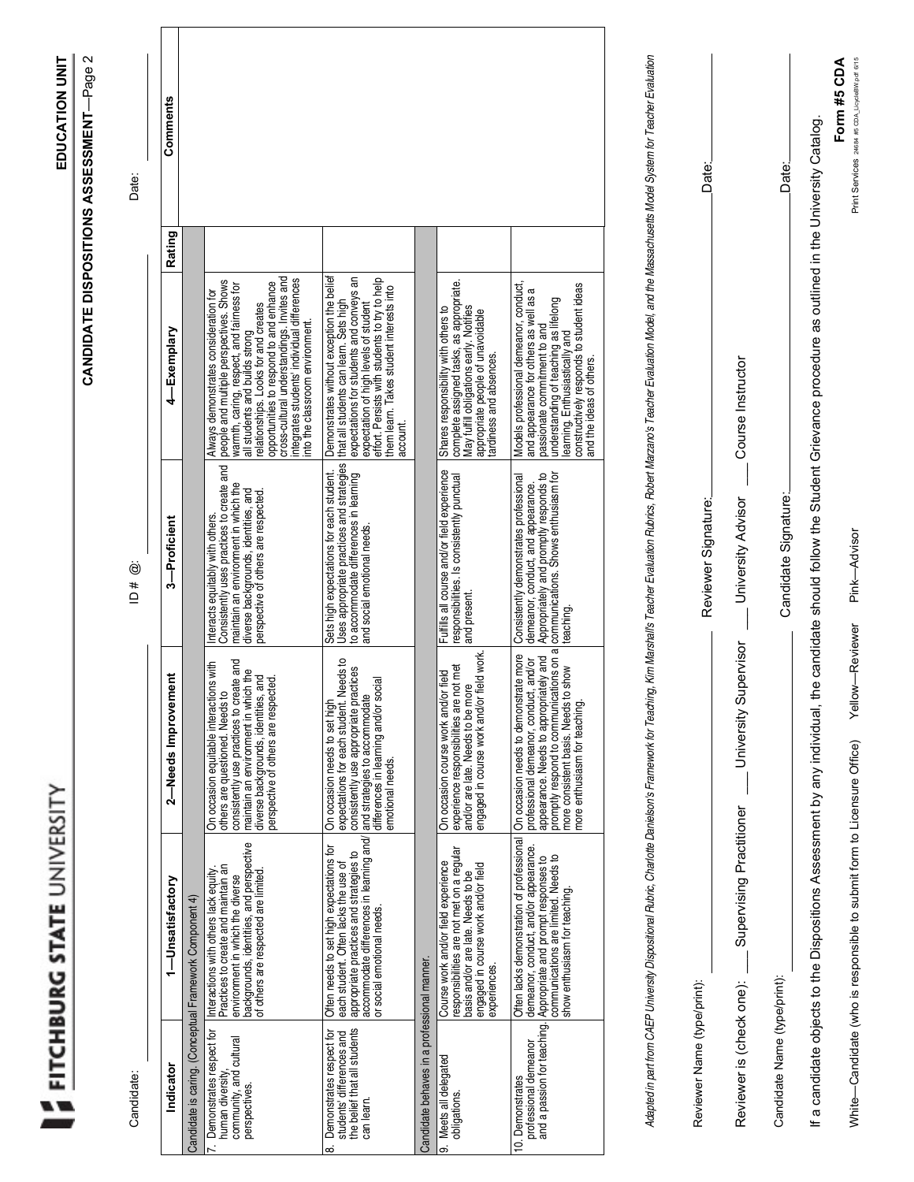FITCHBURG STATE UNIVERSITY

**EDUCATION UNIT**

## CANDIDATE DISPOSITIONS ASSESSMENT—Page 2

Candidate: ____________ ID # @: ____________ Date: ____________

| Indicator | 1—Unsatisfactory | 2—Needs Improvement | 3—Proficient | 4—Exemplary | Rating | Comments |
|---|---|---|---|---|---|---|
| Candidate is caring. (Conceptual Framework Component 4) | | | | | | |
| 7. Demonstrates respect for human diversity, community, and cultural perspectives. | Interactions with others lack equity. Practices to create and maintain an environment in which the diverse backgrounds, identities, and perspective of others are respected are limited. | On occasion equitable interactions with others are questioned. Needs to consistently use practices to create and maintain an environment in which the diverse backgrounds, identities, and perspective of others are respected. | Interacts equitably with others. Consistently uses practices to create and maintain an environment in which the diverse backgrounds, identities, and perspective of others are respected. | Always demonstrates consideration for people and multiple perspectives. Shows warmth, caring, respect, and fairness for all students and builds strong relationships. Looks for and creates opportunities to respond to and enhance cross-cultural understandings. Invites and integrates students' individual differences into the classroom environment. | | |
| 8. Demonstrates respect for students' differences and the belief that all students can learn. | Often needs to set high expectations for each student. Often lacks the use of appropriate practices and strategies to accommodate differences in learning and/ or social emotional needs. | On occasion needs to set high expectations for each student. Needs to consistently use appropriate practices and strategies to accommodate differences in learning and/or social emotional needs. | Sets high expectations for each student. Uses appropriate practices and strategies to accommodate differences in learning and social emotional needs. | Demonstrates without exception the belief that all students can learn. Sets high expectations for students and conveys an expectation of high levels of student effort. Persists with students to try to help them learn. Takes student interests into account. | | |
| Candidate behaves in a professional manner. | | | | | | |
| 9. Meets all delegated obligations. | Course work and/or field experience responsibilities are not met on a regular basis and/or are late. Needs to be engaged in course work and/or field experiences. | On occasion course work and/or field experience responsibilities are not met and/or are late. Needs to be more engaged in course work and/or field work. | Fulfills all course and/or field experience responsibilities. Is consistently punctual and present. | Shares responsibility with others to complete assigned tasks, as appropriate. May fulfill obligations early. Notifies appropriate people of unavoidable tardiness and absences. | | |
| 10. Demonstrates professional demeanor and a passion for teaching. | Often lacks demonstration of professional demeanor, conduct, and/or appearance. Appropriate and prompt responses to communications are limited. Needs to show enthusiasm for teaching. | On occasion needs to demonstrate more professional demeanor, conduct, and/or appearance. Needs to appropriately and promptly respond to communications on a more consistent basis. Needs to show more enthusiasm for teaching. | Consistently demonstrates professional demeanor, conduct, and appearance. Appropriately and promptly responds to communications. Shows enthusiasm for teaching. | Models professional demeanor, conduct, and appearance for others as well as a passionate commitment to and understanding of teaching as lifelong learning. Enthusiastically and constructively responds to student ideas and the ideas of others. | | |

*Adapted in part from CAEP University Dispositional Rubric, Charlotte Danielson's Framework for Teaching, Kim Marshall's Teacher Evaluation Rubrics, Robert Marzano's Teacher Evaluation Model, and the Massachusetts Model System for Teacher Evaluation*

Reviewer Name (type/print): ____________ Reviewer Signature: ____________ Date: ____________

Reviewer is (check one): ___ Supervising Practitioner ___ University Supervisor ___ University Advisor ___ Course Instructor

Candidate Name (type/print): ____________ Candidate Signature: ____________ Date: ____________

If a candidate objects to the Dispositions Assessment by any individual, the candidate should follow the Student Grievance procedure as outlined in the University Catalog.

White—Candidate (who is responsible to submit form to Licensure Office) Yellow—Reviewer Pink—Advisor

**Form #5 CDA**

Print Services 24684 #5 CDA_LicycleBW.pdf 6/15